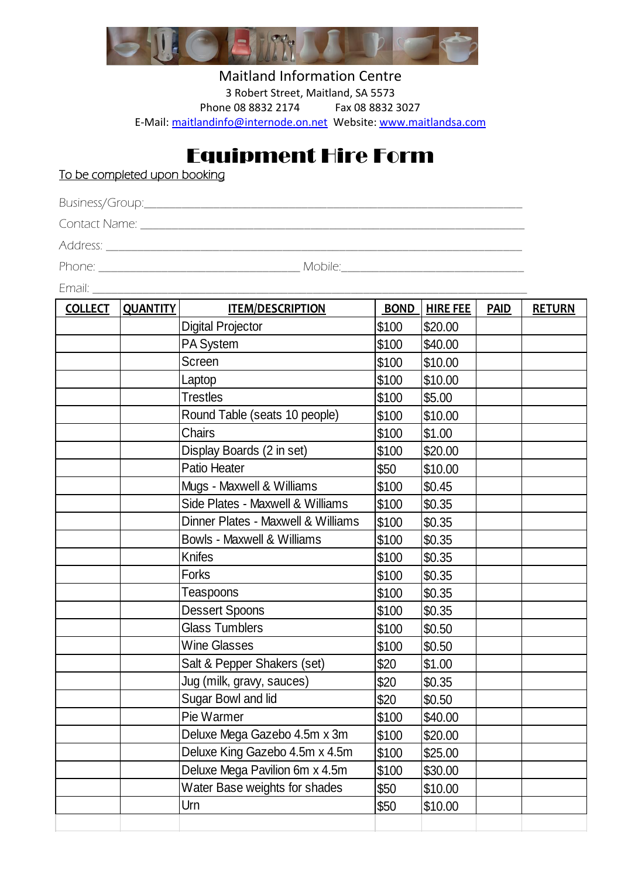Maitland Information Centre
3 Robert Street, Maitland, SA 5573
Phone 08 8832 2174 Fax 08 8832 3027
E-Mail: maitlandinfo@internode.on.net Website: www.maitlandsa.com

# Equipment Hire Form

To be completed upon booking

Business/Group:\_\_\_\_\_\_\_\_\_\_\_\_\_\_\_\_\_\_\_\_\_\_\_\_\_\_\_\_\_\_\_\_\_\_\_\_\_\_\_\_\_\_\_\_\_\_\_\_\_\_\_\_\_\_\_\_

Contact Name: \_\_\_\_\_\_\_\_\_\_\_\_\_\_\_\_\_\_\_\_\_\_\_\_\_\_\_\_\_\_\_\_\_\_\_\_\_\_\_\_\_\_\_\_\_\_\_\_\_\_\_\_\_\_\_\_

Address: \_\_\_\_\_\_\_\_\_\_\_\_\_\_\_\_\_\_\_\_\_\_\_\_\_\_\_\_\_\_\_\_\_\_\_\_\_\_\_\_\_\_\_\_\_\_\_\_\_\_\_\_\_\_\_\_\_\_\_\_

Phone: \_\_\_\_\_\_\_\_\_\_\_\_\_\_\_\_\_\_\_\_\_\_\_\_\_\_\_\_\_\_ Mobile:\_\_\_\_\_\_\_\_\_\_\_\_\_\_\_\_\_\_\_\_\_\_\_\_\_\_\_\_\_\_

Email: \_\_\_\_\_\_\_\_\_\_\_\_\_\_\_\_\_\_\_\_\_\_\_\_\_\_\_\_\_\_\_\_\_\_\_\_\_\_\_\_\_\_\_\_\_\_\_\_\_\_\_\_\_\_\_\_\_\_\_\_\_\_

| COLLECT | QUANTITY | ITEM/DESCRIPTION | BOND | HIRE FEE | PAID | RETURN |
|---|---|---|---|---|---|---|
| | | Digital Projector | $100 | $20.00 | | |
| | | PA System | $100 | $40.00 | | |
| | | Screen | $100 | $10.00 | | |
| | | Laptop | $100 | $10.00 | | |
| | | Trestles | $100 | $5.00 | | |
| | | Round Table (seats 10 people) | $100 | $10.00 | | |
| | | Chairs | $100 | $1.00 | | |
| | | Display Boards (2 in set) | $100 | $20.00 | | |
| | | Patio Heater | $50 | $10.00 | | |
| | | Mugs - Maxwell & Williams | $100 | $0.45 | | |
| | | Side Plates - Maxwell & Williams | $100 | $0.35 | | |
| | | Dinner Plates - Maxwell & Williams | $100 | $0.35 | | |
| | | Bowls - Maxwell & Williams | $100 | $0.35 | | |
| | | Knifes | $100 | $0.35 | | |
| | | Forks | $100 | $0.35 | | |
| | | Teaspoons | $100 | $0.35 | | |
| | | Dessert Spoons | $100 | $0.35 | | |
| | | Glass Tumblers | $100 | $0.50 | | |
| | | Wine Glasses | $100 | $0.50 | | |
| | | Salt & Pepper Shakers (set) | $20 | $1.00 | | |
| | | Jug (milk, gravy, sauces) | $20 | $0.35 | | |
| | | Sugar Bowl and lid | $20 | $0.50 | | |
| | | Pie Warmer | $100 | $40.00 | | |
| | | Deluxe Mega Gazebo 4.5m x 3m | $100 | $20.00 | | |
| | | Deluxe King Gazebo 4.5m x 4.5m | $100 | $25.00 | | |
| | | Deluxe Mega Pavilion 6m x 4.5m | $100 | $30.00 | | |
| | | Water Base weights for shades | $50 | $10.00 | | |
| | | Urn | $50 | $10.00 | | |
| | | | | | | |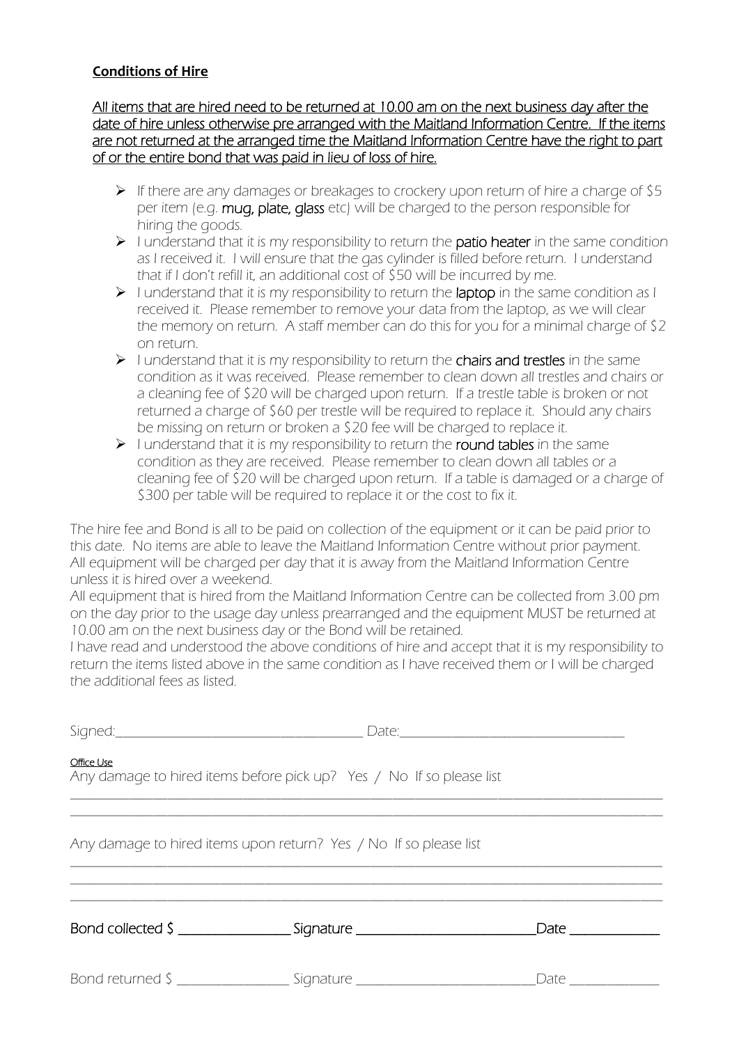**Conditions of Hire**

All items that are hired need to be returned at 10.00 am on the next business day after the date of hire unless otherwise pre arranged with the Maitland Information Centre. If the items are not returned at the arranged time the Maitland Information Centre have the right to part of or the entire bond that was paid in lieu of loss of hire.

- If there are any damages or breakages to crockery upon return of hire a charge of $5 per item (e.g. mug, plate, glass etc) will be charged to the person responsible for hiring the goods.
- I understand that it is my responsibility to return the patio heater in the same condition as I received it. I will ensure that the gas cylinder is filled before return. I understand that if I don't refill it, an additional cost of $50 will be incurred by me.
- I understand that it is my responsibility to return the laptop in the same condition as I received it. Please remember to remove your data from the laptop, as we will clear the memory on return. A staff member can do this for you for a minimal charge of $2 on return.
- I understand that it is my responsibility to return the chairs and trestles in the same condition as it was received. Please remember to clean down all trestles and chairs or a cleaning fee of $20 will be charged upon return. If a trestle table is broken or not returned a charge of $60 per trestle will be required to replace it. Should any chairs be missing on return or broken a $20 fee will be charged to replace it.
- I understand that it is my responsibility to return the round tables in the same condition as they are received. Please remember to clean down all tables or a cleaning fee of $20 will be charged upon return. If a table is damaged or a charge of $300 per table will be required to replace it or the cost to fix it.

The hire fee and Bond is all to be paid on collection of the equipment or it can be paid prior to this date. No items are able to leave the Maitland Information Centre without prior payment. All equipment will be charged per day that it is away from the Maitland Information Centre unless it is hired over a weekend.
All equipment that is hired from the Maitland Information Centre can be collected from 3.00 pm on the day prior to the usage day unless prearranged and the equipment MUST be returned at 10.00 am on the next business day or the Bond will be retained.
I have read and understood the above conditions of hire and accept that it is my responsibility to return the items listed above in the same condition as I have received them or I will be charged the additional fees as listed.

Signed:\_\_\_\_\_\_\_\_\_\_\_\_\_\_\_\_\_\_\_\_\_\_\_\_\_\_\_\_\_\_\_\_ Date:\_\_\_\_\_\_\_\_\_\_\_\_\_\_\_\_\_\_\_\_\_\_\_\_\_\_\_\_\_\_

Office Use

Any damage to hired items before pick up? Yes / No If so please list

\_\_\_\_\_\_\_\_\_\_\_\_\_\_\_\_\_\_\_\_\_\_\_\_\_\_\_\_\_\_\_\_\_\_\_\_\_\_\_\_\_\_\_\_\_\_\_\_\_\_\_\_\_\_\_\_\_\_\_\_\_\_\_\_\_\_\_\_\_\_\_\_\_\_\_\_\_\_

\_\_\_\_\_\_\_\_\_\_\_\_\_\_\_\_\_\_\_\_\_\_\_\_\_\_\_\_\_\_\_\_\_\_\_\_\_\_\_\_\_\_\_\_\_\_\_\_\_\_\_\_\_\_\_\_\_\_\_\_\_\_\_\_\_\_\_\_\_\_\_\_\_\_\_\_\_\_

Any damage to hired items upon return? Yes / No If so please list

\_\_\_\_\_\_\_\_\_\_\_\_\_\_\_\_\_\_\_\_\_\_\_\_\_\_\_\_\_\_\_\_\_\_\_\_\_\_\_\_\_\_\_\_\_\_\_\_\_\_\_\_\_\_\_\_\_\_\_\_\_\_\_\_\_\_\_\_\_\_\_\_\_\_\_\_\_\_

\_\_\_\_\_\_\_\_\_\_\_\_\_\_\_\_\_\_\_\_\_\_\_\_\_\_\_\_\_\_\_\_\_\_\_\_\_\_\_\_\_\_\_\_\_\_\_\_\_\_\_\_\_\_\_\_\_\_\_\_\_\_\_\_\_\_\_\_\_\_\_\_\_\_\_\_\_\_

\_\_\_\_\_\_\_\_\_\_\_\_\_\_\_\_\_\_\_\_\_\_\_\_\_\_\_\_\_\_\_\_\_\_\_\_\_\_\_\_\_\_\_\_\_\_\_\_\_\_\_\_\_\_\_\_\_\_\_\_\_\_\_\_\_\_\_\_\_\_\_\_\_\_\_\_\_\_

Bond collected $ \_\_\_\_\_\_\_\_\_\_\_\_\_\_\_ Signature \_\_\_\_\_\_\_\_\_\_\_\_\_\_\_\_\_\_\_\_\_\_\_\_Date \_\_\_\_\_\_\_\_\_\_\_\_

Bond returned $ \_\_\_\_\_\_\_\_\_\_\_\_\_\_\_ Signature \_\_\_\_\_\_\_\_\_\_\_\_\_\_\_\_\_\_\_\_\_\_\_\_Date \_\_\_\_\_\_\_\_\_\_\_\_